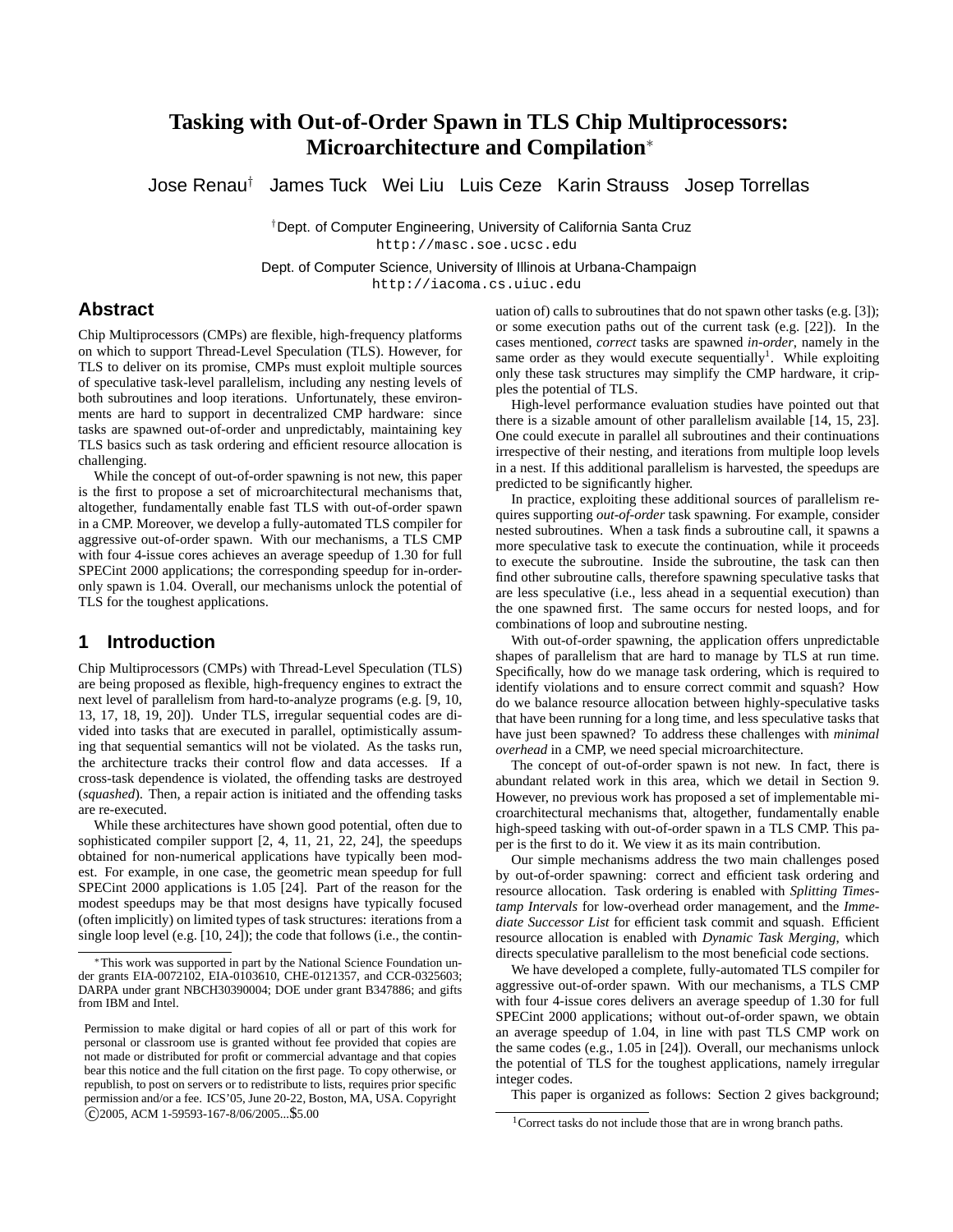# Tasking with Out-of-Order Spawn in TLS Chip Multiprocessors: Microarchitecture and Compilation*

Jose Renau† James Tuck Wei Liu Luis Ceze Karin Strauss Josep Torrellas

†Dept. of Computer Engineering, University of California Santa Cruz
http://masc.soe.ucsc.edu

Dept. of Computer Science, University of Illinois at Urbana-Champaign
http://iacoma.cs.uiuc.edu

## Abstract

Chip Multiprocessors (CMPs) are flexible, high-frequency platforms on which to support Thread-Level Speculation (TLS). However, for TLS to deliver on its promise, CMPs must exploit multiple sources of speculative task-level parallelism, including any nesting levels of both subroutines and loop iterations. Unfortunately, these environments are hard to support in decentralized CMP hardware: since tasks are spawned out-of-order and unpredictably, maintaining key TLS basics such as task ordering and efficient resource allocation is challenging.

While the concept of out-of-order spawning is not new, this paper is the first to propose a set of microarchitectural mechanisms that, altogether, fundamentally enable fast TLS with out-of-order spawn in a CMP. Moreover, we develop a fully-automated TLS compiler for aggressive out-of-order spawn. With our mechanisms, a TLS CMP with four 4-issue cores achieves an average speedup of 1.30 for full SPECint 2000 applications; the corresponding speedup for in-order-only spawn is 1.04. Overall, our mechanisms unlock the potential of TLS for the toughest applications.

## 1 Introduction

Chip Multiprocessors (CMPs) with Thread-Level Speculation (TLS) are being proposed as flexible, high-frequency engines to extract the next level of parallelism from hard-to-analyze programs (e.g. [9, 10, 13, 17, 18, 19, 20]). Under TLS, irregular sequential codes are divided into tasks that are executed in parallel, optimistically assuming that sequential semantics will not be violated. As the tasks run, the architecture tracks their control flow and data accesses. If a cross-task dependence is violated, the offending tasks are destroyed (*squashed*). Then, a repair action is initiated and the offending tasks are re-executed.

While these architectures have shown good potential, often due to sophisticated compiler support [2, 4, 11, 21, 22, 24], the speedups obtained for non-numerical applications have typically been modest. For example, in one case, the geometric mean speedup for full SPECint 2000 applications is 1.05 [24]. Part of the reason for the modest speedups may be that most designs have typically focused (often implicitly) on limited types of task structures: iterations from a single loop level (e.g. [10, 24]); the code that follows (i.e., the continuation of) calls to subroutines that do not spawn other tasks (e.g. [3]); or some execution paths out of the current task (e.g. [22]). In the cases mentioned, *correct* tasks are spawned *in-order*, namely in the same order as they would execute sequentially[1]. While exploiting only these task structures may simplify the CMP hardware, it cripples the potential of TLS.

High-level performance evaluation studies have pointed out that there is a sizable amount of other parallelism available [14, 15, 23]. One could execute in parallel all subroutines and their continuations irrespective of their nesting, and iterations from multiple loop levels in a nest. If this additional parallelism is harvested, the speedups are predicted to be significantly higher.

In practice, exploiting these additional sources of parallelism requires supporting *out-of-order* task spawning. For example, consider nested subroutines. When a task finds a subroutine call, it spawns a more speculative task to execute the continuation, while it proceeds to execute the subroutine. Inside the subroutine, the task can then find other subroutine calls, therefore spawning speculative tasks that are less speculative (i.e., less ahead in a sequential execution) than the one spawned first. The same occurs for nested loops, and for combinations of loop and subroutine nesting.

With out-of-order spawning, the application offers unpredictable shapes of parallelism that are hard to manage by TLS at run time. Specifically, how do we manage task ordering, which is required to identify violations and to ensure correct commit and squash? How do we balance resource allocation between highly-speculative tasks that have been running for a long time, and less speculative tasks that have just been spawned? To address these challenges with *minimal overhead* in a CMP, we need special microarchitecture.

The concept of out-of-order spawn is not new. In fact, there is abundant related work in this area, which we detail in Section 9. However, no previous work has proposed a set of implementable microarchitectural mechanisms that, altogether, fundamentally enable high-speed tasking with out-of-order spawn in a TLS CMP. This paper is the first to do it. We view it as its main contribution.

Our simple mechanisms address the two main challenges posed by out-of-order spawning: correct and efficient task ordering and resource allocation. Task ordering is enabled with *Splitting Timestamp Intervals* for low-overhead order management, and the *Immediate Successor List* for efficient task commit and squash. Efficient resource allocation is enabled with *Dynamic Task Merging*, which directs speculative parallelism to the most beneficial code sections.

We have developed a complete, fully-automated TLS compiler for aggressive out-of-order spawn. With our mechanisms, a TLS CMP with four 4-issue cores delivers an average speedup of 1.30 for full SPECint 2000 applications; without out-of-order spawn, we obtain an average speedup of 1.04, in line with past TLS CMP work on the same codes (e.g., 1.05 in [24]). Overall, our mechanisms unlock the potential of TLS for the toughest applications, namely irregular integer codes.

This paper is organized as follows: Section 2 gives background;

*This work was supported in part by the National Science Foundation under grants EIA-0072102, EIA-0103610, CHE-0121357, and CCR-0325603; DARPA under grant NBCH30390004; DOE under grant B347886; and gifts from IBM and Intel.

Permission to make digital or hard copies of all or part of this work for personal or classroom use is granted without fee provided that copies are not made or distributed for profit or commercial advantage and that copies bear this notice and the full citation on the first page. To copy otherwise, or republish, to post on servers or to redistribute to lists, requires prior specific permission and/or a fee. ICS'05, June 20-22, Boston, MA, USA. Copyright ©2005, ACM 1-59593-167-8/06/2005...$5.00

[1] Correct tasks do not include those that are in wrong branch paths.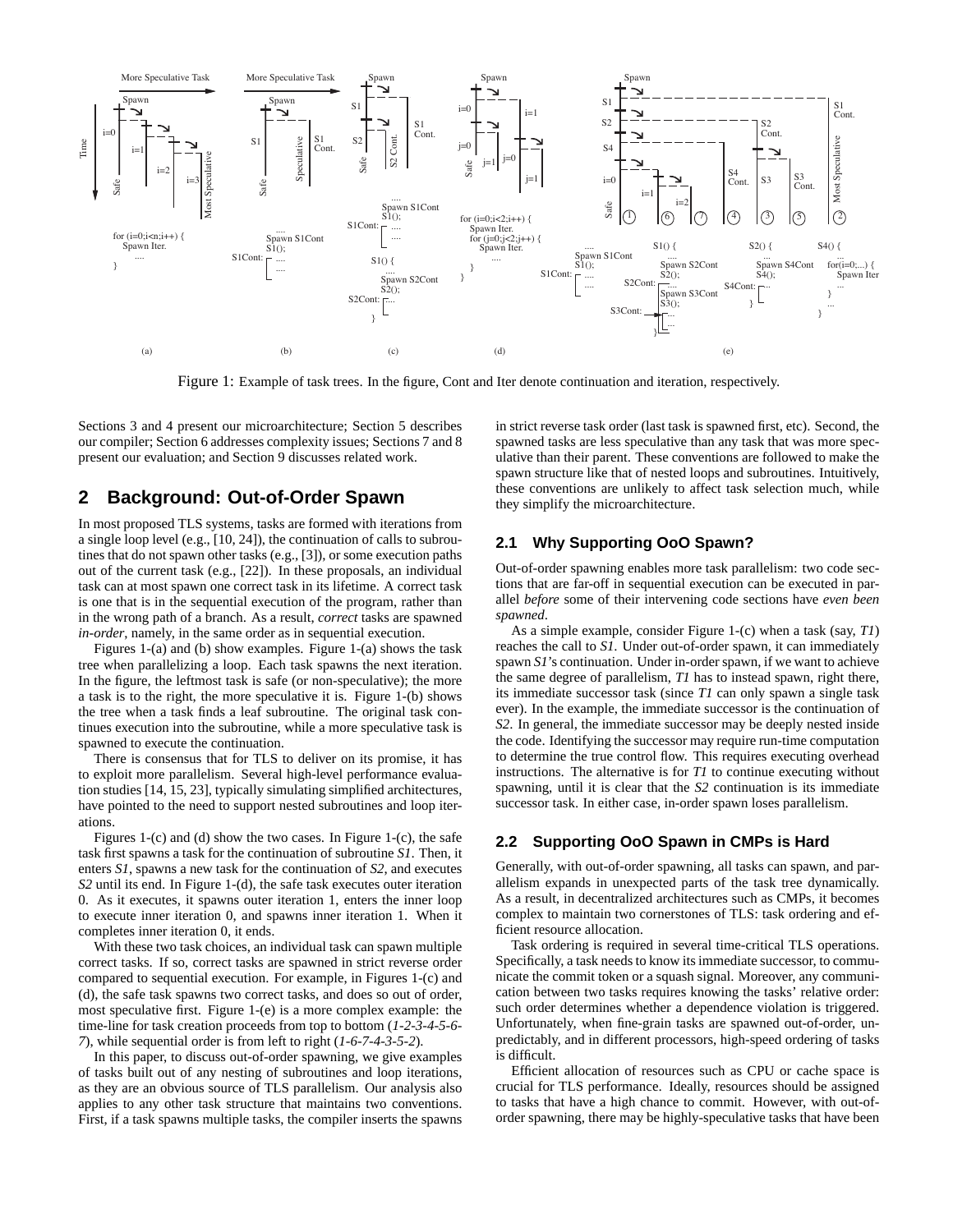Figure 1: Example of task trees. In the figure, Cont and Iter denote continuation and iteration, respectively.

Sections 3 and 4 present our microarchitecture; Section 5 describes our compiler; Section 6 addresses complexity issues; Section 7 and 8 present our evaluation; and Section 9 discusses related work.

## 2 Background: Out-of-Order Spawn

In most proposed TLS systems, tasks are formed with iterations from a single loop level (e.g., [10, 24]), the continuation of calls to subroutines that do not spawn other tasks (e.g., [3]), or some execution paths out of the current task (e.g., [22]). In these proposals, an individual task can at most spawn one correct task in its lifetime. A correct task is one that is in the sequential execution of the program, rather than in the wrong path of a branch. As a result, *correct* tasks are spawned *in-order*, namely, in the same order as in sequential execution.

Figures 1-(a) and (b) show examples. Figure 1-(a) shows the task tree when parallelizing a loop. Each task spawns the next iteration. In the figure, the leftmost task is safe (or non-speculative); the more a task is to the right, the more speculative it is. Figure 1-(b) shows the tree when a task finds a leaf subroutine. The original task continues execution into the subroutine, while a more speculative task is spawned to execute the continuation.

There is consensus that for TLS to deliver on its promise, it has to exploit more parallelism. Several high-level performance evaluation studies [14, 15, 23], typically simulating simplified architectures, have pointed to the need to support nested subroutines and loop iterations.

Figures 1-(c) and (d) show the two cases. In Figure 1-(c), the safe task first spawns a task for the continuation of subroutine *S1*. Then, it enters *S1*, spawns a new task for the continuation of *S2*, and executes *S2* until its end. In Figure 1-(d), the safe task executes outer iteration 0. As it executes, it spawns outer iteration 1, enters the inner loop to execute inner iteration 0, and spawns inner iteration 1. When it completes inner iteration 0, it ends.

With these two task choices, an individual task can spawn multiple correct tasks. If so, correct tasks are spawned in strict reverse order compared to sequential execution. For example, in Figures 1-(c) and (d), the safe task spawns two correct tasks, and does so out of order, most speculative first. Figure 1-(e) is a more complex example: the time-line for task creation proceeds from top to bottom (*1-2-3-4-5-6-7*), while sequential order is from left to right (*1-6-7-4-3-5-2*).

In this paper, to discuss out-of-order spawning, we give examples of tasks built out of any nesting of subroutines and loop iterations, as they are an obvious source of TLS parallelism. Our analysis also applies to any other task structure that maintains two conventions. First, if a task spawns multiple tasks, the compiler inserts the spawns in strict reverse task order (last task is spawned first, etc). Second, the spawned tasks are less speculative than any task that was more speculative than their parent. These conventions are followed to make the spawn structure like that of nested loops and subroutines. Intuitively, these conventions are unlikely to affect task selection much, while they simplify the microarchitecture.

### 2.1 Why Supporting OoO Spawn?

Out-of-order spawning enables more task parallelism: two code sections that are far-off in sequential execution can be executed in parallel *before* some of their intervening code sections have *even been spawned*.

As a simple example, consider Figure 1-(c) when a task (say, *T1*) reaches the call to *S1*. Under out-of-order spawn, it can immediately spawn *S1*'s continuation. Under in-order spawn, if we want to achieve the same degree of parallelism, *T1* has to instead spawn, right there, its immediate successor task (since *T1* can only spawn a single task ever). In the example, the immediate successor is the continuation of *S2*. In general, the immediate successor may be deeply nested inside the code. Identifying the successor may require run-time computation to determine the true control flow. This requires executing overhead instructions. The alternative is for *T1* to continue executing without spawning, until it is clear that the *S2* continuation is its immediate successor task. In either case, in-order spawn loses parallelism.

### 2.2 Supporting OoO Spawn in CMPs is Hard

Generally, with out-of-order spawning, all tasks can spawn, and parallelism expands in unexpected parts of the task tree dynamically. As a result, in decentralized architectures such as CMPs, it becomes complex to maintain two cornerstones of TLS: task ordering and efficient resource allocation.

Task ordering is required in several time-critical TLS operations. Specifically, a task needs to know its immediate successor, to communicate the commit token or a squash signal. Moreover, any communication between two tasks requires knowing the tasks' relative order: such order determines whether a dependence violation is triggered. Unfortunately, when fine-grain tasks are spawned out-of-order, unpredictably, and in different processors, high-speed ordering of tasks is difficult.

Efficient allocation of resources such as CPU or cache space is crucial for TLS performance. Ideally, resources should be assigned to tasks that have a high chance to commit. However, with out-of-order spawning, there may be highly-speculative tasks that have been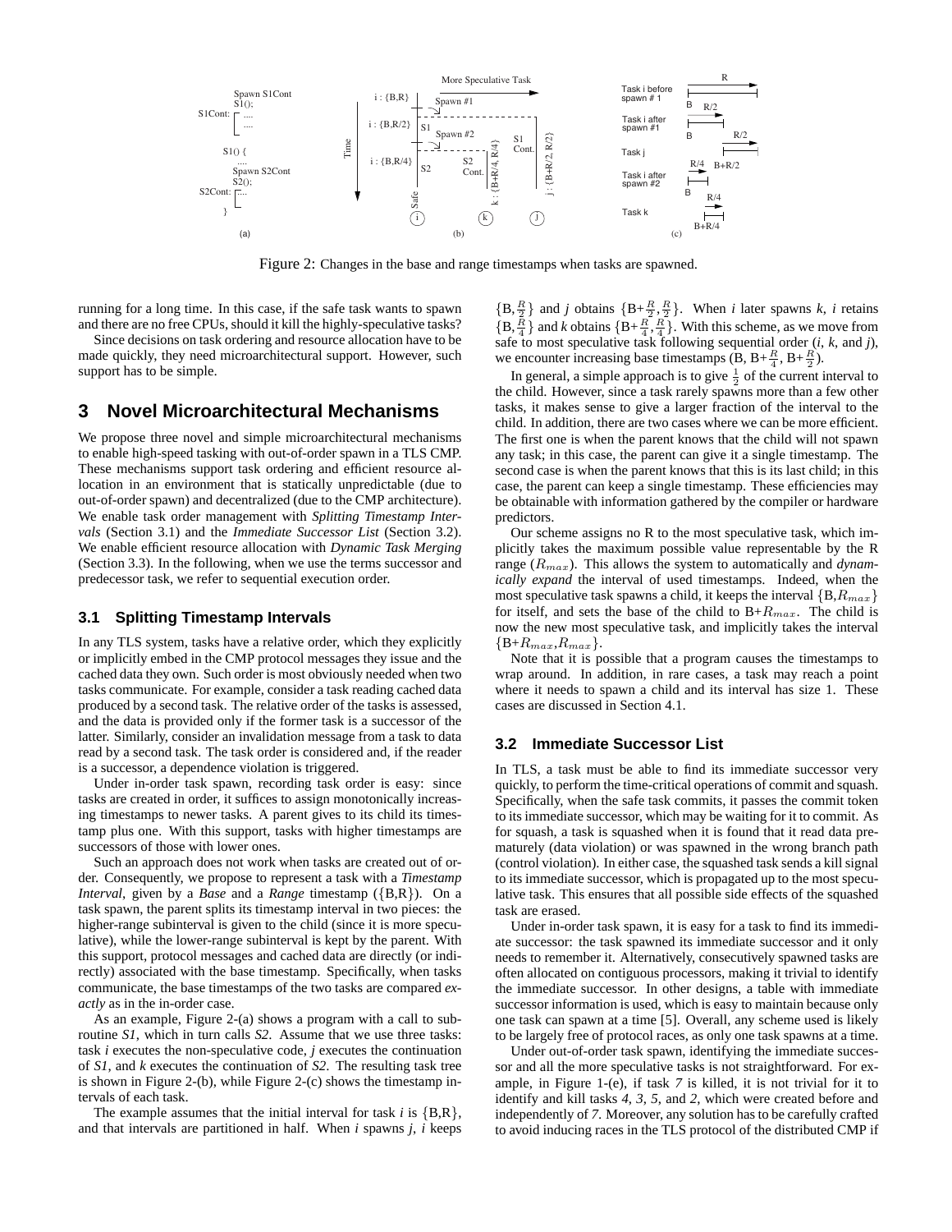Spawn S1Cont
S1():
S1Cont: ....
....

S1() {
....
Spawn S2Cont
S2();
S2Cont: ...
}

(a)

More Speculative Task
Time
i : {B,R}
Spawn #1
i : {B,R/2}
S1
Spawn #2
i : {B,R/4}
S2
S2 Cont.
S1 Cont.
Safe
k : {B+R/4, R/4}
j : {B+R/2, R/2}
i
k
j

(b)

Task i before spawn # 1
R
B
Task i after spawn #1
R/2
B
Task j
R/2
B+R/2
Task i after spawn #2
R/4
B
Task k
R/4
B+R/4

(c)

Figure 2: Changes in the base and range timestamps when tasks are spawned.

running for a long time. In this case, if the safe task wants to spawn and there are no free CPUs, should it kill the highly-speculative tasks?

Since decisions on task ordering and resource allocation have to be made quickly, they need microarchitectural support. However, such support has to be simple.

## 3 Novel Microarchitectural Mechanisms

We propose three novel and simple microarchitectural mechanisms to enable high-speed tasking with out-of-order spawn in a TLS CMP. These mechanisms support task ordering and efficient resource allocation in an environment that is statically unpredictable (due to out-of-order spawn) and decentralized (due to the CMP architecture). We enable task order management with *Splitting Timestamp Intervals* (Section 3.1) and the *Immediate Successor List* (Section 3.2). We enable efficient resource allocation with *Dynamic Task Merging* (Section 3.3). In the following, when we use the terms successor and predecessor task, we refer to sequential execution order.

### 3.1 Splitting Timestamp Intervals

In any TLS system, tasks have a relative order, which they explicitly or implicitly embed in the CMP protocol messages they issue and the cached data they own. Such order is most obviously needed when two tasks communicate. For example, consider a task reading cached data produced by a second task. The relative order of the tasks is assessed, and the data is provided only if the former task is a successor of the latter. Similarly, consider an invalidation message from a task to data read by a second task. The task order is considered and, if the reader is a successor, a dependence violation is triggered.

Under in-order task spawn, recording task order is easy: since tasks are created in order, it suffices to assign monotonically increasing timestamps to newer tasks. A parent gives to its child its timestamp plus one. With this support, tasks with higher timestamps are successors of those with lower ones.

Such an approach does not work when tasks are created out of order. Consequently, we propose to represent a task with a *Timestamp Interval*, given by a *Base* and a *Range* timestamp ({B,R}). On a task spawn, the parent splits its timestamp interval in two pieces: the higher-range subinterval is given to the child (since it is more speculative), while the lower-range subinterval is kept by the parent. With this support, protocol messages and cached data are directly (or indirectly) associated with the base timestamp. Specifically, when tasks communicate, the base timestamps of the two tasks are compared *exactly* as in the in-order case.

As an example, Figure 2-(a) shows a program with a call to subroutine *S1*, which in turn calls *S2*. Assume that we use three tasks: task *i* executes the non-speculative code, *j* executes the continuation of *S1*, and *k* executes the continuation of *S2*. The resulting task tree is shown in Figure 2-(b), while Figure 2-(c) shows the timestamp intervals of each task.

The example assumes that the initial interval for task *i* is {B,R}, and that intervals are partitioned in half. When *i* spawns *j*, *i* keeps {B,$\frac{R}{2}$} and *j* obtains {B+$\frac{R}{2}$, $\frac{R}{2}$}. When *i* later spawns *k*, *i* retains {B,$\frac{R}{4}$} and *k* obtains {B+$\frac{R}{4}$, $\frac{R}{4}$}. With this scheme, as we move from safe to most speculative task following sequential order (*i*, *k*, and *j*), we encounter increasing base timestamps (B, B+$\frac{R}{4}$, B+$\frac{R}{2}$).

In general, a simple approach is to give $\frac{1}{2}$ of the current interval to the child. However, since a task rarely spawns more than a few other tasks, it makes sense to give a larger fraction of the interval to the child. In addition, there are two cases where we can be more efficient. The first one is when the parent knows that the child will not spawn any task; in this case, the parent can give it a single timestamp. The second case is when the parent knows that this is its last child; in this case, the parent can keep a single timestamp. These efficiencies may be obtainable with information gathered by the compiler or hardware predictors.

Our scheme assigns no R to the most speculative task, which implicitly takes the maximum possible value representable by the R range ($R_{max}$). This allows the system to automatically and *dynamically expand* the interval of used timestamps. Indeed, when the most speculative task spawns a child, it keeps the interval {B,$R_{max}$} for itself, and sets the base of the child to B+$R_{max}$. The child is now the new most speculative task, and implicitly takes the interval {B+$R_{max}$,$R_{max}$}.

Note that it is possible that a program causes the timestamps to wrap around. In addition, in rare cases, a task may reach a point where it needs to spawn a child and its interval has size 1. These cases are discussed in Section 4.1.

### 3.2 Immediate Successor List

In TLS, a task must be able to find its immediate successor very quickly, to perform the time-critical operations of commit and squash. Specifically, when the safe task commits, it passes the commit token to its immediate successor, which may be waiting for it to commit. As for squash, a task is squashed when it is found that it read data prematurely (data violation) or was spawned in the wrong branch path (control violation). In either case, the squashed task sends a kill signal to its immediate successor, which is propagated up to the most speculative task. This ensures that all possible side effects of the squashed task are erased.

Under in-order task spawn, it is easy for a task to find its immediate successor: the task spawned its immediate successor and it only needs to remember it. Alternatively, consecutively spawned tasks are often allocated on contiguous processors, making it trivial to identify the immediate successor. In other designs, a table with immediate successor information is used, which is easy to maintain because only one task can spawn at a time [5]. Overall, any scheme used is likely to be largely free of protocol races, as only one task spawns at a time.

Under out-of-order task spawn, identifying the immediate successor and all the more speculative tasks is not straightforward. For example, in Figure 1-(e), if task *7* is killed, it is not trivial for it to identify and kill tasks *4*, *3*, *5*, and *2*, which were created before and independently of *7*. Moreover, any solution has to be carefully crafted to avoid inducing races in the TLS protocol of the distributed CMP if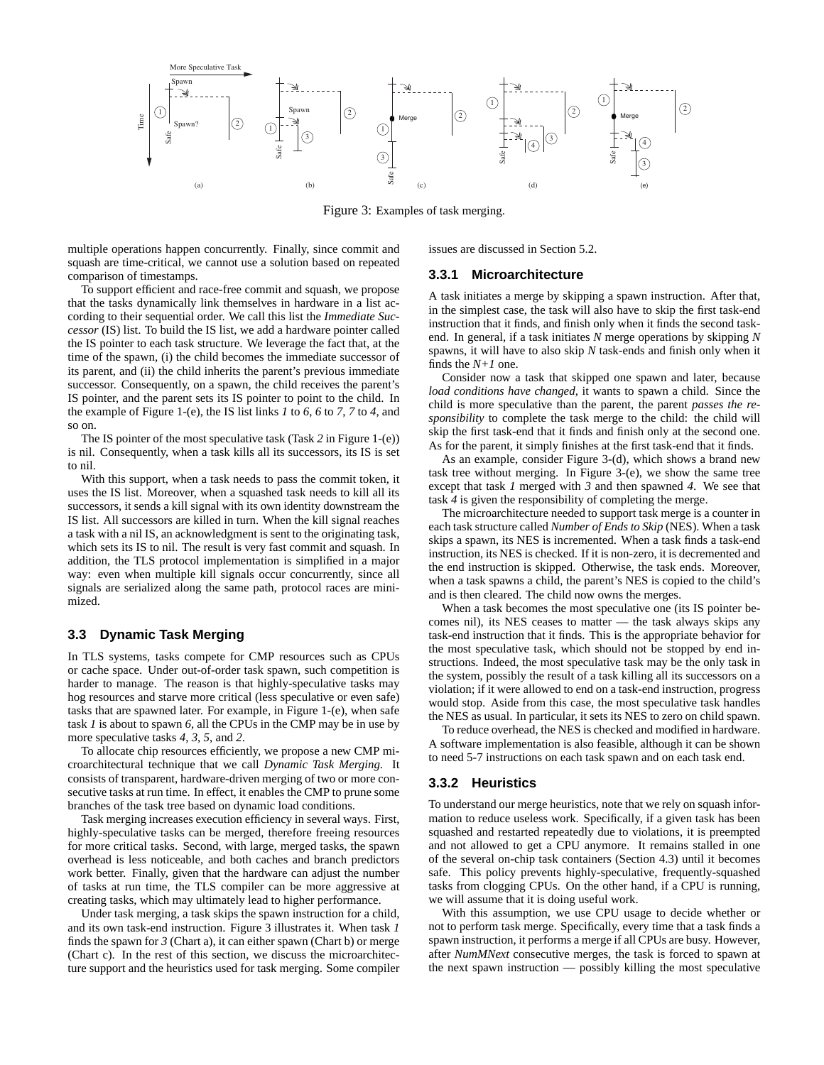Figure 3: Examples of task merging.

multiple operations happen concurrently. Finally, since commit and squash are time-critical, we cannot use a solution based on repeated comparison of timestamps.

To support efficient and race-free commit and squash, we propose that the tasks dynamically link themselves in hardware in a list according to their sequential order. We call this list the *Immediate Successor* (IS) list. To build the IS list, we add a hardware pointer called the IS pointer to each task structure. We leverage the fact that, at the time of the spawn, (i) the child becomes the immediate successor of its parent, and (ii) the child inherits the parent's previous immediate successor. Consequently, on a spawn, the child receives the parent's IS pointer, and the parent sets its IS pointer to point to the child. In the example of Figure 1-(e), the IS list links *1* to *6*, *6* to *7*, *7* to *4*, and so on.

The IS pointer of the most speculative task (Task *2* in Figure 1-(e)) is nil. Consequently, when a task kills all its successors, its IS is set to nil.

With this support, when a task needs to pass the commit token, it uses the IS list. Moreover, when a squashed task needs to kill all its successors, it sends a kill signal with its own identity downstream the IS list. All successors are killed in turn. When the kill signal reaches a task with a nil IS, an acknowledgment is sent to the originating task, which sets its IS to nil. The result is very fast commit and squash. In addition, the TLS protocol implementation is simplified in a major way: even when multiple kill signals occur concurrently, since all signals are serialized along the same path, protocol races are minimized.

## 3.3 Dynamic Task Merging

In TLS systems, tasks compete for CMP resources such as CPUs or cache space. Under out-of-order task spawn, such competition is harder to manage. The reason is that highly-speculative tasks may hog resources and starve more critical (less speculative or even safe) tasks that are spawned later. For example, in Figure 1-(e), when safe task *1* is about to spawn *6*, all the CPUs in the CMP may be in use by more speculative tasks *4*, *3*, *5*, and *2*.

To allocate chip resources efficiently, we propose a new CMP microarchitectural technique that we call *Dynamic Task Merging*. It consists of transparent, hardware-driven merging of two or more consecutive tasks at run time. In effect, it enables the CMP to prune some branches of the task tree based on dynamic load conditions.

Task merging increases execution efficiency in several ways. First, highly-speculative tasks can be merged, therefore freeing resources for more critical tasks. Second, with large, merged tasks, the spawn overhead is less noticeable, and both caches and branch predictors work better. Finally, given that the hardware can adjust the number of tasks at run time, the TLS compiler can be more aggressive at creating tasks, which may ultimately lead to higher performance.

Under task merging, a task skips the spawn instruction for a child, and its own task-end instruction. Figure 3 illustrates it. When task *1* finds the spawn for *3* (Chart a), it can either spawn (Chart b) or merge (Chart c). In the rest of this section, we discuss the microarchitecture support and the heuristics used for task merging. Some compiler issues are discussed in Section 5.2.

### 3.3.1 Microarchitecture

A task initiates a merge by skipping a spawn instruction. After that, in the simplest case, the task will also have to skip the first task-end instruction that it finds, and finish only when it finds the second task-end. In general, if a task initiates *N* merge operations by skipping *N* spawns, it will have to also skip *N* task-ends and finish only when it finds the *N+1* one.

Consider now a task that skipped one spawn and later, because *load conditions have changed*, it wants to spawn a child. Since the child is more speculative than the parent, the parent *passes the responsibility* to complete the task merge to the child: the child will skip the first task-end that it finds and finish only at the second one. As for the parent, it simply finishes at the first task-end that it finds.

As an example, consider Figure 3-(d), which shows a brand new task tree without merging. In Figure 3-(e), we show the same tree except that task *1* merged with *3* and then spawned *4*. We see that task *4* is given the responsibility of completing the merge.

The microarchitecture needed to support task merge is a counter in each task structure called *Number of Ends to Skip* (NES). When a task skips a spawn, its NES is incremented. When a task finds a task-end instruction, its NES is checked. If it is non-zero, it is decremented and the end instruction is skipped. Otherwise, the task ends. Moreover, when a task spawns a child, the parent's NES is copied to the child's and is then cleared. The child now owns the merges.

When a task becomes the most speculative one (its IS pointer becomes nil), its NES ceases to matter — the task always skips any task-end instruction that it finds. This is the appropriate behavior for the most speculative task, which should not be stopped by end instructions. Indeed, the most speculative task may be the only task in the system, possibly the result of a task killing all its successors on a violation; if it were allowed to end on a task-end instruction, progress would stop. Aside from this case, the most speculative task handles the NES as usual. In particular, it sets its NES to zero on child spawn.

To reduce overhead, the NES is checked and modified in hardware. A software implementation is also feasible, although it can be shown to need 5-7 instructions on each task spawn and on each task end.

### 3.3.2 Heuristics

To understand our merge heuristics, note that we rely on squash information to reduce useless work. Specifically, if a given task has been squashed and restarted repeatedly due to violations, it is preempted and not allowed to get a CPU anymore. It remains stalled in one of the several on-chip task containers (Section 4.3) until it becomes safe. This policy prevents highly-speculative, frequently-squashed tasks from clogging CPUs. On the other hand, if a CPU is running, we will assume that it is doing useful work.

With this assumption, we use CPU usage to decide whether or not to perform task merge. Specifically, every time that a task finds a spawn instruction, it performs a merge if all CPUs are busy. However, after *NumMNext* consecutive merges, the task is forced to spawn at the next spawn instruction — possibly killing the most speculative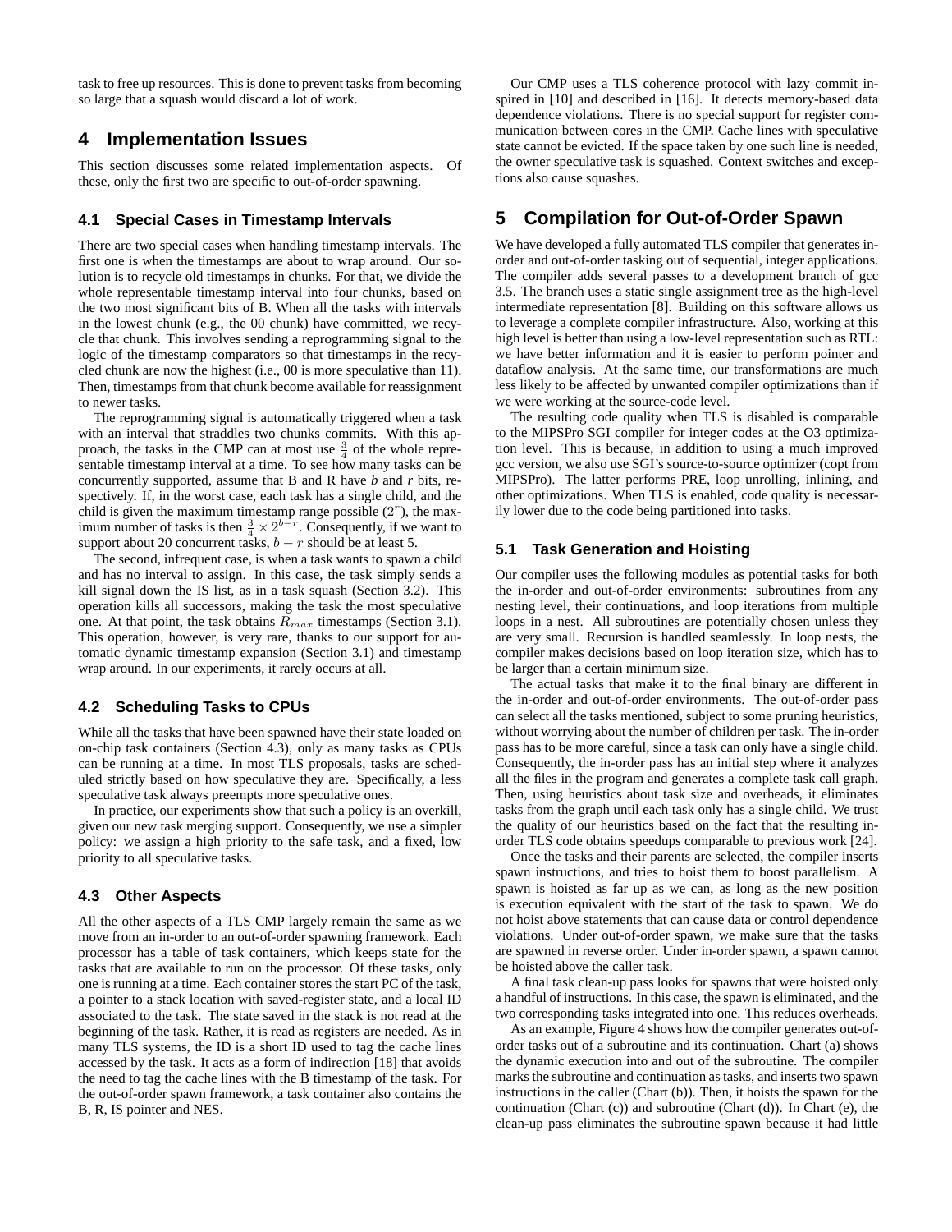task to free up resources. This is done to prevent tasks from becoming so large that a squash would discard a lot of work.

## 4 Implementation Issues

This section discusses some related implementation aspects. Of these, only the first two are specific to out-of-order spawning.

### 4.1 Special Cases in Timestamp Intervals

There are two special cases when handling timestamp intervals. The first one is when the timestamps are about to wrap around. Our solution is to recycle old timestamps in chunks. For that, we divide the whole representable timestamp interval into four chunks, based on the two most significant bits of B. When all the tasks with intervals in the lowest chunk (e.g., the 00 chunk) have committed, we recycle that chunk. This involves sending a reprogramming signal to the logic of the timestamp comparators so that timestamps in the recycled chunk are now the highest (i.e., 00 is more speculative than 11). Then, timestamps from that chunk become available for reassignment to newer tasks.

The reprogramming signal is automatically triggered when a task with an interval that straddles two chunks commits. With this approach, the tasks in the CMP can at most use $\frac{3}{4}$ of the whole representable timestamp interval at a time. To see how many tasks can be concurrently supported, assume that B and R have *b* and *r* bits, respectively. If, in the worst case, each task has a single child, and the child is given the maximum timestamp range possible ($2^r$), the maximum number of tasks is then $\frac{3}{4} \times 2^{b-r}$. Consequently, if we want to support about 20 concurrent tasks, $b - r$ should be at least 5.

The second, infrequent case, is when a task wants to spawn a child and has no interval to assign. In this case, the task simply sends a kill signal down the IS list, as in a task squash (Section 3.2). This operation kills all successors, making the task the most speculative one. At that point, the task obtains $R_{max}$ timestamps (Section 3.1). This operation, however, is very rare, thanks to our support for automatic dynamic timestamp expansion (Section 3.1) and timestamp wrap around. In our experiments, it rarely occurs at all.

### 4.2 Scheduling Tasks to CPUs

While all the tasks that have been spawned have their state loaded on on-chip task containers (Section 4.3), only as many tasks as CPUs can be running at a time. In most TLS proposals, tasks are scheduled strictly based on how speculative they are. Specifically, a less speculative task always preempts more speculative ones.

In practice, our experiments show that such a policy is an overkill, given our new task merging support. Consequently, we use a simpler policy: we assign a high priority to the safe task, and a fixed, low priority to all speculative tasks.

### 4.3 Other Aspects

All the other aspects of a TLS CMP largely remain the same as we move from an in-order to an out-of-order spawning framework. Each processor has a table of task containers, which keeps state for the tasks that are available to run on the processor. Of these tasks, only one is running at a time. Each container stores the start PC of the task, a pointer to a stack location with saved-register state, and a local ID associated to the task. The state saved in the stack is not read at the beginning of the task. Rather, it is read as registers are needed. As in many TLS systems, the ID is a short ID used to tag the cache lines accessed by the task. It acts as a form of indirection [18] that avoids the need to tag the cache lines with the B timestamp of the task. For the out-of-order spawn framework, a task container also contains the B, R, IS pointer and NES.

Our CMP uses a TLS coherence protocol with lazy commit inspired in [10] and described in [16]. It detects memory-based data dependence violations. There is no special support for register communication between cores in the CMP. Cache lines with speculative state cannot be evicted. If the space taken by one such line is needed, the owner speculative task is squashed. Context switches and exceptions also cause squashes.

## 5 Compilation for Out-of-Order Spawn

We have developed a fully automated TLS compiler that generates in-order and out-of-order tasking out of sequential, integer applications. The compiler adds several passes to a development branch of gcc 3.5. The branch uses a static single assignment tree as the high-level intermediate representation [8]. Building on this software allows us to leverage a complete compiler infrastructure. Also, working at this high level is better than using a low-level representation such as RTL: we have better information and it is easier to perform pointer and dataflow analysis. At the same time, our transformations are much less likely to be affected by unwanted compiler optimizations than if we were working at the source-code level.

The resulting code quality when TLS is disabled is comparable to the MIPSPro SGI compiler for integer codes at the O3 optimization level. This is because, in addition to using a much improved gcc version, we also use SGI's source-to-source optimizer (copt from MIPSPro). The latter performs PRE, loop unrolling, inlining, and other optimizations. When TLS is enabled, code quality is necessarily lower due to the code being partitioned into tasks.

### 5.1 Task Generation and Hoisting

Our compiler uses the following modules as potential tasks for both the in-order and out-of-order environments: subroutines from any nesting level, their continuations, and loop iterations from multiple loops in a nest. All subroutines are potentially chosen unless they are very small. Recursion is handled seamlessly. In loop nests, the compiler makes decisions based on loop iteration size, which has to be larger than a certain minimum size.

The actual tasks that make it to the final binary are different in the in-order and out-of-order environments. The out-of-order pass can select all the tasks mentioned, subject to some pruning heuristics, without worrying about the number of children per task. The in-order pass has to be more careful, since a task can only have a single child. Consequently, the in-order pass has an initial step where it analyzes all the files in the program and generates a complete task call graph. Then, using heuristics about task size and overheads, it eliminates tasks from the graph until each task only has a single child. We trust the quality of our heuristics based on the fact that the resulting in-order TLS code obtains speedups comparable to previous work [24].

Once the tasks and their parents are selected, the compiler inserts spawn instructions, and tries to hoist them to boost parallelism. A spawn is hoisted as far up as we can, as long as the new position is execution equivalent with the start of the task to spawn. We do not hoist above statements that can cause data or control dependence violations. Under out-of-order spawn, we make sure that the tasks are spawned in reverse order. Under in-order spawn, a spawn cannot be hoisted above the caller task.

A final task clean-up pass looks for spawns that were hoisted only a handful of instructions. In this case, the spawn is eliminated, and the two corresponding tasks integrated into one. This reduces overheads.

As an example, Figure 4 shows how the compiler generates out-of-order tasks out of a subroutine and its continuation. Chart (a) shows the dynamic execution into and out of the subroutine. The compiler marks the subroutine and continuation as tasks, and inserts two spawn instructions in the caller (Chart (b)). Then, it hoists the spawn for the continuation (Chart (c)) and subroutine (Chart (d)). In Chart (e), the clean-up pass eliminates the subroutine spawn because it had little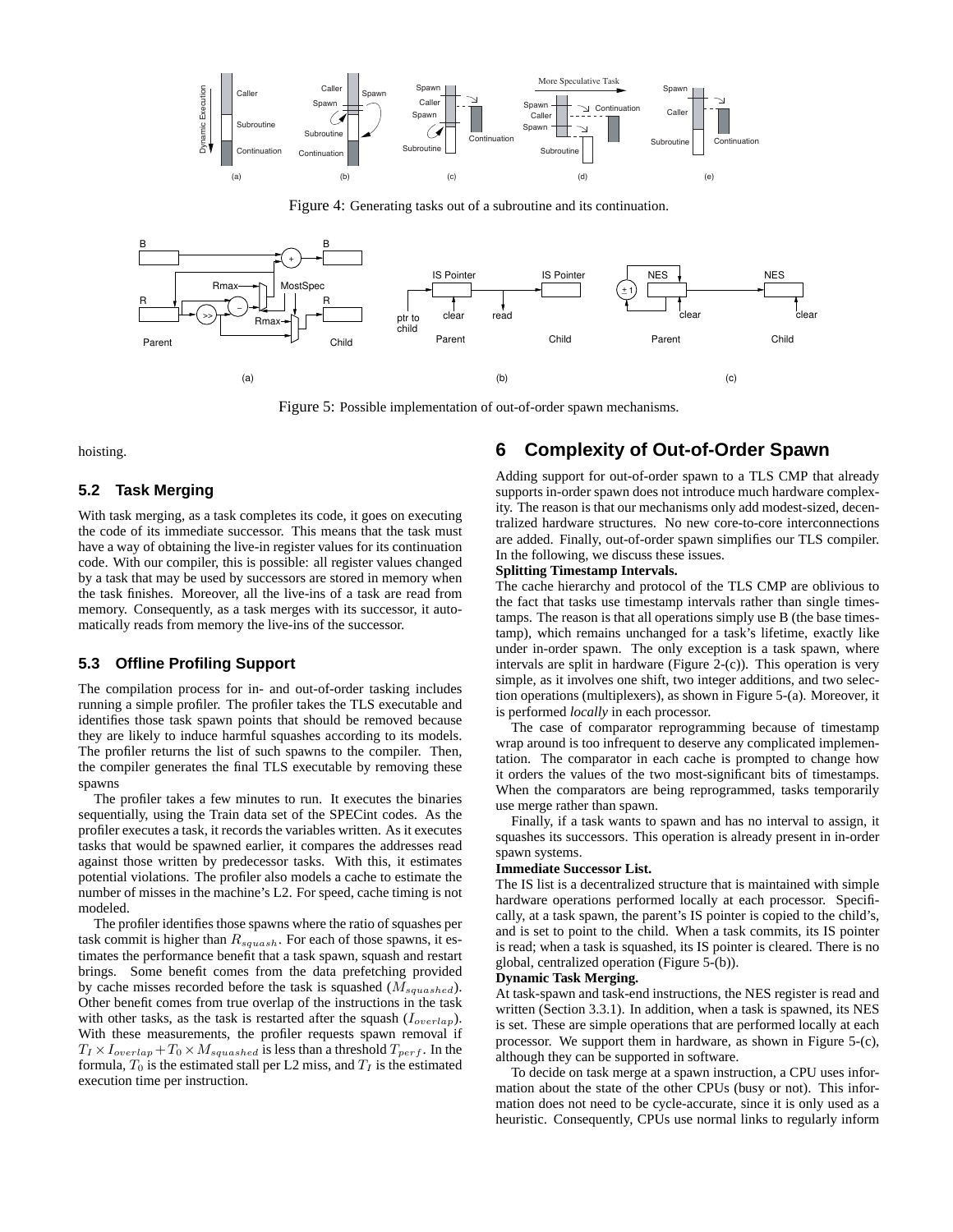Figure 4: Generating tasks out of a subroutine and its continuation.

Figure 5: Possible implementation of out-of-order spawn mechanisms.

hoisting.

### 5.2 Task Merging

With task merging, as a task completes its code, it goes on executing the code of its immediate successor. This means that the task must have a way of obtaining the live-in register values for its continuation code. With our compiler, this is possible: all register values changed by a task that may be used by successors are stored in memory when the task finishes. Moreover, all the live-ins of a task are read from memory. Consequently, as a task merges with its successor, it automatically reads from memory the live-ins of the successor.

### 5.3 Offline Profiling Support

The compilation process for in- and out-of-order tasking includes running a simple profiler. The profiler takes the TLS executable and identifies those task spawn points that should be removed because they are likely to induce harmful squashes according to its models. The profiler returns the list of such spawns to the compiler. Then, the compiler generates the final TLS executable by removing these spawns

The profiler takes a few minutes to run. It executes the binaries sequentially, using the Train data set of the SPECint codes. As the profiler executes a task, it records the variables written. As it executes tasks that would be spawned earlier, it compares the addresses read against those written by predecessor tasks. With this, it estimates potential violations. The profiler also models a cache to estimate the number of misses in the machine's L2. For speed, cache timing is not modeled.

The profiler identifies those spawns where the ratio of squashes per task commit is higher than $R_{squash}$. For each of those spawns, it estimates the performance benefit that a task spawn, squash and restart brings. Some benefit comes from the data prefetching provided by cache misses recorded before the task is squashed ($M_{squashed}$). Other benefit comes from true overlap of the instructions in the task with other tasks, as the task is restarted after the squash ($I_{overlap}$). With these measurements, the profiler requests spawn removal if $T_I \times I_{overlap} + T_0 \times M_{squashed}$ is less than a threshold $T_{perf}$. In the formula, $T_0$ is the estimated stall per L2 miss, and $T_I$ is the estimated execution time per instruction.

## 6 Complexity of Out-of-Order Spawn

Adding support for out-of-order spawn to a TLS CMP that already supports in-order spawn does not introduce much hardware complexity. The reason is that our mechanisms only add modest-sized, decentralized hardware structures. No new core-to-core interconnections are added. Finally, out-of-order spawn simplifies our TLS compiler. In the following, we discuss these issues.

**Splitting Timestamp Intervals.**
The cache hierarchy and protocol of the TLS CMP are oblivious to the fact that tasks use timestamp intervals rather than single timestamps. The reason is that all operations simply use B (the base timestamp), which remains unchanged for a task's lifetime, exactly like under in-order spawn. The only exception is a task spawn, where intervals are split in hardware (Figure 2-(c)). This operation is very simple, as it involves one shift, two integer additions, and two selection operations (multiplexers), as shown in Figure 5-(a). Moreover, it is performed *locally* in each processor.

The case of comparator reprogramming because of timestamp wrap around is too infrequent to deserve any complicated implementation. The comparator in each cache is prompted to change how it orders the values of the two most-significant bits of timestamps. When the comparators are being reprogrammed, tasks temporarily use merge rather than spawn.

Finally, if a task wants to spawn and has no interval to assign, it squashes its successors. This operation is already present in in-order spawn systems.

**Immediate Successor List.**
The IS list is a decentralized structure that is maintained with simple hardware operations performed locally at each processor. Specifically, at a task spawn, the parent's IS pointer is copied to the child's, and is set to point to the child. When a task commits, its IS pointer is read; when a task is squashed, its IS pointer is cleared. There is no global, centralized operation (Figure 5-(b)).

**Dynamic Task Merging.**
At task-spawn and task-end instructions, the NES register is read and written (Section 3.3.1). In addition, when a task is spawned, its NES is set. These are simple operations that are performed locally at each processor. We support them in hardware, as shown in Figure 5-(c), although they can be supported in software.

To decide on task merge at a spawn instruction, a CPU uses information about the state of the other CPUs (busy or not). This information does not need to be cycle-accurate, since it is only used as a heuristic. Consequently, CPUs use normal links to regularly inform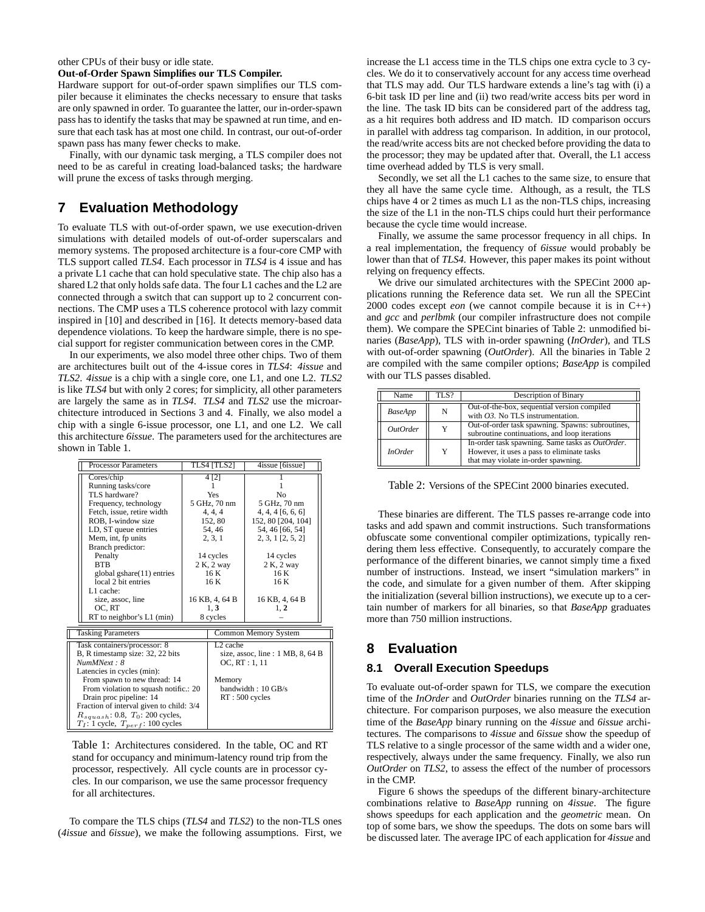other CPUs of their busy or idle state.

**Out-of-Order Spawn Simplifies our TLS Compiler.** Hardware support for out-of-order spawn simplifies our TLS compiler because it eliminates the checks necessary to ensure that tasks are only spawned in order. To guarantee the latter, our in-order-spawn pass has to identify the tasks that may be spawned at run time, and ensure that each task has at most one child. In contrast, our out-of-order spawn pass has many fewer checks to make.

Finally, with our dynamic task merging, a TLS compiler does not need to be as careful in creating load-balanced tasks; the hardware will prune the excess of tasks through merging.

## 7 Evaluation Methodology

To evaluate TLS with out-of-order spawn, we use execution-driven simulations with detailed models of out-of-order superscalars and memory systems. The proposed architecture is a four-core CMP with TLS support called *TLS4*. Each processor in *TLS4* is 4 issue and has a private L1 cache that can hold speculative state. The chip also has a shared L2 that only holds safe data. The four L1 caches and the L2 are connected through a switch that can support up to 2 concurrent connections. The CMP uses a TLS coherence protocol with lazy commit inspired in [10] and described in [16]. It detects memory-based data dependence violations. To keep the hardware simple, there is no special support for register communication between cores in the CMP.

In our experiments, we also model three other chips. Two of them are architectures built out of the 4-issue cores in *TLS4*: *4issue* and *TLS2*. *4issue* is a chip with a single core, one L1, and one L2. *TLS2* is like *TLS4* but with only 2 cores; for simplicity, all other parameters are largely the same as in *TLS4*. *TLS4* and *TLS2* use the microarchitecture introduced in Sections 3 and 4. Finally, we also model a chip with a single 6-issue processor, one L1, and one L2. We call this architecture *6issue*. The parameters used for the architectures are shown in Table 1.

| Processor Parameters | TLS4 [TLS2] | 4issue [6issue] |
|---|---|---|
| Cores/chip | 4 [2] | 1 |
| Running tasks/core | 1 | 1 |
| TLS hardware? | Yes | No |
| Frequency, technology | 5 GHz, 70 nm | 5 GHz, 70 nm |
| Fetch, issue, retire width | 4, 4, 4 | 4, 4, 4 [6, 6, 6] |
| ROB, I-window size | 152, 80 | 152, 80 [204, 104] |
| LD, ST queue entries | 54, 46 | 54, 46 [66, 54] |
| Mem, int, fp units | 2, 3, 1 | 2, 3, 1 [2, 5, 2] |
| Branch predictor: | | |
| Penalty | 14 cycles | 14 cycles |
| BTB | 2 K, 2 way | 2 K, 2 way |
| global gshare(11) entries | 16 K | 16 K |
| local 2 bit entries | 16 K | 16 K |
| L1 cache: | | |
| size, assoc, line | 16 KB, 4, 64 B | 16 KB, 4, 64 B |
| OC, RT | 1, **3** | 1, **2** |
| RT to neighbor's L1 (min) | 8 cycles | – |

| Tasking Parameters | Common Memory System |
|---|---|
| Task containers/processor: 8 | L2 cache |
| B, R timestamp size: 32, 22 bits | size, assoc, line : 1 MB, 8, 64 B |
| *NumMNext* : 8 | OC, RT : 1, 11 |
| Latencies in cycles (min): | |
| From spawn to new thread: 14 | Memory |
| From violation to squash notific.: 20 | bandwidth : 10 GB/s |
| Drain proc pipeline: 14 | RT : 500 cycles |
| Fraction of interval given to child: 3/4 | |
| $R_{squash}$: 0.8, $T_0$: 200 cycles, | |
| $T_l$: 1 cycle, $T_{perf}$: 100 cycles | |

Table 1: Architectures considered. In the table, OC and RT stand for occupancy and minimum-latency round trip from the processor, respectively. All cycle counts are in processor cycles. In our comparison, we use the same processor frequency for all architectures.

To compare the TLS chips (*TLS4* and *TLS2*) to the non-TLS ones (*4issue* and *6issue*), we make the following assumptions. First, we increase the L1 access time in the TLS chips one extra cycle to 3 cycles. We do it to conservatively account for any access time overhead that TLS may add. Our TLS hardware extends a line's tag with (i) a 6-bit task ID per line and (ii) two read/write access bits per word in the line. The task ID bits can be considered part of the address tag, as a hit requires both address and ID match. ID comparison occurs in parallel with address tag comparison. In addition, in our protocol, the read/write access bits are not checked before providing the data to the processor; they may be updated after that. Overall, the L1 access time overhead added by TLS is very small.

Secondly, we set all the L1 caches to the same size, to ensure that they all have the same cycle time. Although, as a result, the TLS chips have 4 or 2 times as much L1 as the non-TLS chips, increasing the size of the L1 in the non-TLS chips could hurt their performance because the cycle time would increase.

Finally, we assume the same processor frequency in all chips. In a real implementation, the frequency of *6issue* would probably be lower than that of *TLS4*. However, this paper makes its point without relying on frequency effects.

We drive our simulated architectures with the SPECint 2000 applications running the Reference data set. We run all the SPECint 2000 codes except *eon* (we cannot compile because it is in C++) and *gcc* and *perlbmk* (our compiler infrastructure does not compile them). We compare the SPECint binaries of Table 2: unmodified binaries (*BaseApp*), TLS with in-order spawning (*InOrder*), and TLS with out-of-order spawning (*OutOrder*). All the binaries in Table 2 are compiled with the same compiler options; *BaseApp* is compiled with our TLS passes disabled.

| Name | TLS? | Description of Binary |
|---|---|---|
| *BaseApp* | N | Out-of-the-box, sequential version compiled with *O3*. No TLS instrumentation. |
| *OutOrder* | Y | Out-of-order task spawning. Spawns: subroutines, subroutine continuations, and loop iterations |
| *InOrder* | Y | In-order task spawning. Same tasks as *OutOrder*. However, it uses a pass to eliminate tasks that may violate in-order spawning. |

Table 2: Versions of the SPECint 2000 binaries executed.

These binaries are different. The TLS passes re-arrange code into tasks and add spawn and commit instructions. Such transformations obfuscate some conventional compiler optimizations, typically rendering them less effective. Consequently, to accurately compare the performance of the different binaries, we cannot simply time a fixed number of instructions. Instead, we insert "simulation markers" in the code, and simulate for a given number of them. After skipping the initialization (several billion instructions), we execute up to a certain number of markers for all binaries, so that *BaseApp* graduates more than 750 million instructions.

## 8 Evaluation

### 8.1 Overall Execution Speedups

To evaluate out-of-order spawn for TLS, we compare the execution time of the *InOrder* and *OutOrder* binaries running on the *TLS4* architecture. For comparison purposes, we also measure the execution time of the *BaseApp* binary running on the *4issue* and *6issue* architectures. The comparisons to *4issue* and *6issue* show the speedup of TLS relative to a single processor of the same width and a wider one, respectively, always under the same frequency. Finally, we also run *OutOrder* on *TLS2*, to assess the effect of the number of processors in the CMP.

Figure 6 shows the speedups of the different binary-architecture combinations relative to *BaseApp* running on *4issue*. The figure shows speedups for each application and the *geometric* mean. On top of some bars, we show the speedups. The dots on some bars will be discussed later. The average IPC of each application for *4issue* and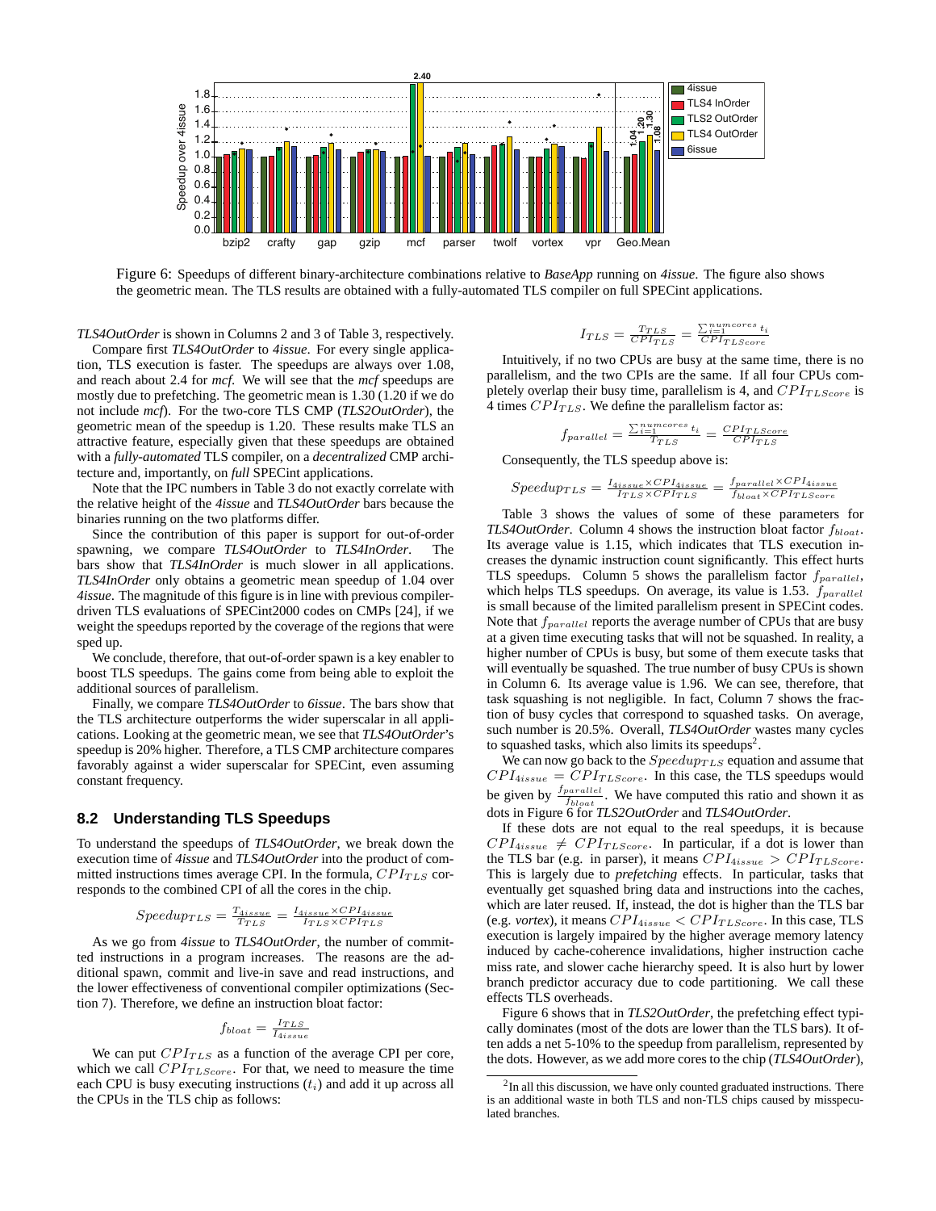Figure 6: Speedups of different binary-architecture combinations relative to *BaseApp* running on *4issue*. The figure also shows the geometric mean. The TLS results are obtained with a fully-automated TLS compiler on full SPECint applications.

*TLS4OutOrder* is shown in Columns 2 and 3 of Table 3, respectively.

Compare first *TLS4OutOrder* to *4issue*. For every single application, TLS execution is faster. The speedups are always over 1.08, and reach about 2.4 for *mcf*. We will see that the *mcf* speedups are mostly due to prefetching. The geometric mean is 1.30 (1.20 if we do not include *mcf*). For the two-core TLS CMP (*TLS2OutOrder*), the geometric mean of the speedup is 1.20. These results make TLS an attractive feature, especially given that these speedups are obtained with a *fully-automated* TLS compiler, on a *decentralized* CMP architecture and, importantly, on *full* SPECint applications.

Note that the IPC numbers in Table 3 do not exactly correlate with the relative height of the *4issue* and *TLS4OutOrder* bars because the binaries running on the two platforms differ.

Since the contribution of this paper is support for out-of-order spawning, we compare *TLS4OutOrder* to *TLS4InOrder*. The bars show that *TLS4InOrder* is much slower in all applications. *TLS4InOrder* only obtains a geometric mean speedup of 1.04 over *4issue*. The magnitude of this figure is in line with previous compiler-driven TLS evaluations of SPECint2000 codes on CMPs [24], if we weight the speedups reported by the coverage of the regions that were sped up.

We conclude, therefore, that out-of-order spawn is a key enabler to boost TLS speedups. The gains come from being able to exploit the additional sources of parallelism.

Finally, we compare *TLS4OutOrder* to *6issue*. The bars show that the TLS architecture outperforms the wider superscalar in all applications. Looking at the geometric mean, we see that *TLS4OutOrder*'s speedup is 20% higher. Therefore, a TLS CMP architecture compares favorably against a wider superscalar for SPECint, even assuming constant frequency.

## 8.2 Understanding TLS Speedups

To understand the speedups of *TLS4OutOrder*, we break down the execution time of *4issue* and *TLS4OutOrder* into the product of committed instructions times average CPI. In the formula, $CPI_{TLS}$ corresponds to the combined CPI of all the cores in the chip.

$$Speedup_{TLS} = \frac{T_{4issue}}{T_{TLS}} = \frac{I_{4issue} \times CPI_{4issue}}{I_{TLS} \times CPI_{TLS}}$$

As we go from *4issue* to *TLS4OutOrder*, the number of committed instructions in a program increases. The reasons are the additional spawn, commit and live-in save and read instructions, and the lower effectiveness of conventional compiler optimizations (Section 7). Therefore, we define an instruction bloat factor:

$$f_{bloat} = \frac{I_{TLS}}{I_{4issue}}$$

We can put $CPI_{TLS}$ as a function of the average CPI per core, which we call $CPI_{TLScore}$. For that, we need to measure the time each CPU is busy executing instructions ($t_i$) and add it up across all the CPUs in the TLS chip as follows:

$$I_{TLS} = \frac{T_{TLS}}{CPI_{TLS}} = \frac{\sum_{i=1}^{numcores} t_i}{CPI_{TLScore}}$$

Intuitively, if no two CPUs are busy at the same time, there is no parallelism, and the two CPIs are the same. If all four CPUs completely overlap their busy time, parallelism is 4, and $CPI_{TLScore}$ is 4 times $CPI_{TLS}$. We define the parallelism factor as:

$$f_{parallel} = \frac{\sum_{i=1}^{numcores} t_i}{T_{TLS}} = \frac{CPI_{TLScore}}{CPI_{TLS}}$$

Consequently, the TLS speedup above is:

$$Speedup_{TLS} = \frac{I_{4issue} \times CPI_{4issue}}{I_{TLS} \times CPI_{TLS}} = \frac{f_{parallel} \times CPI_{4issue}}{f_{bloat} \times CPI_{TLScore}}$$

Table 3 shows the values of some of these parameters for *TLS4OutOrder*. Column 4 shows the instruction bloat factor $f_{bloat}$. Its average value is 1.15, which indicates that TLS execution increases the dynamic instruction count significantly. This effect hurts TLS speedups. Column 5 shows the parallelism factor $f_{parallel}$, which helps TLS speedups. On average, its value is 1.53. $f_{parallel}$ is small because of the limited parallelism present in SPECint codes. Note that $f_{parallel}$ reports the average number of CPUs that are busy at a given time executing tasks that will not be squashed. In reality, a higher number of CPUs is busy, but some of them execute tasks that will eventually be squashed. The true number of busy CPUs is shown in Column 6. Its average value is 1.96. We can see, therefore, that task squashing is not negligible. In fact, Column 7 shows the fraction of busy cycles that correspond to squashed tasks. On average, such number is 20.5%. Overall, *TLS4OutOrder* wastes many cycles to squashed tasks, which also limits its speedups[2].

We can now go back to the $Speedup_{TLS}$ equation and assume that $CPI_{4issue} = CPI_{TLScore}$. In this case, the TLS speedups would be given by $\frac{f_{parallel}}{f_{bloat}}$. We have computed this ratio and shown it as dots in Figure 6 for *TLS2OutOrder* and *TLS4OutOrder*.

If these dots are not equal to the real speedups, it is because $CPI_{4issue} \neq CPI_{TLScore}$. In particular, if a dot is lower than the TLS bar (e.g. in parser), it means $CPI_{4issue} > CPI_{TLScore}$. This is largely due to *prefetching* effects. In particular, tasks that eventually get squashed bring data and instructions into the caches, which are later reused. If, instead, the dot is higher than the TLS bar (e.g. *vortex*), it means $CPI_{4issue} < CPI_{TLScore}$. In this case, TLS execution is largely impaired by the higher average memory latency induced by cache-coherence invalidations, higher instruction cache miss rate, and slower cache hierarchy speed. It is also hurt by lower branch predictor accuracy due to code partitioning. We call these effects TLS overheads.

Figure 6 shows that in *TLS2OutOrder*, the prefetching effect typically dominates (most of the dots are lower than the TLS bars). It often adds a net 5-10% to the speedup from parallelism, represented by the dots. However, as we add more cores to the chip (*TLS4OutOrder*),

[2] In all this discussion, we have only counted graduated instructions. There is an additional waste in both TLS and non-TLS chips caused by misspeculated branches.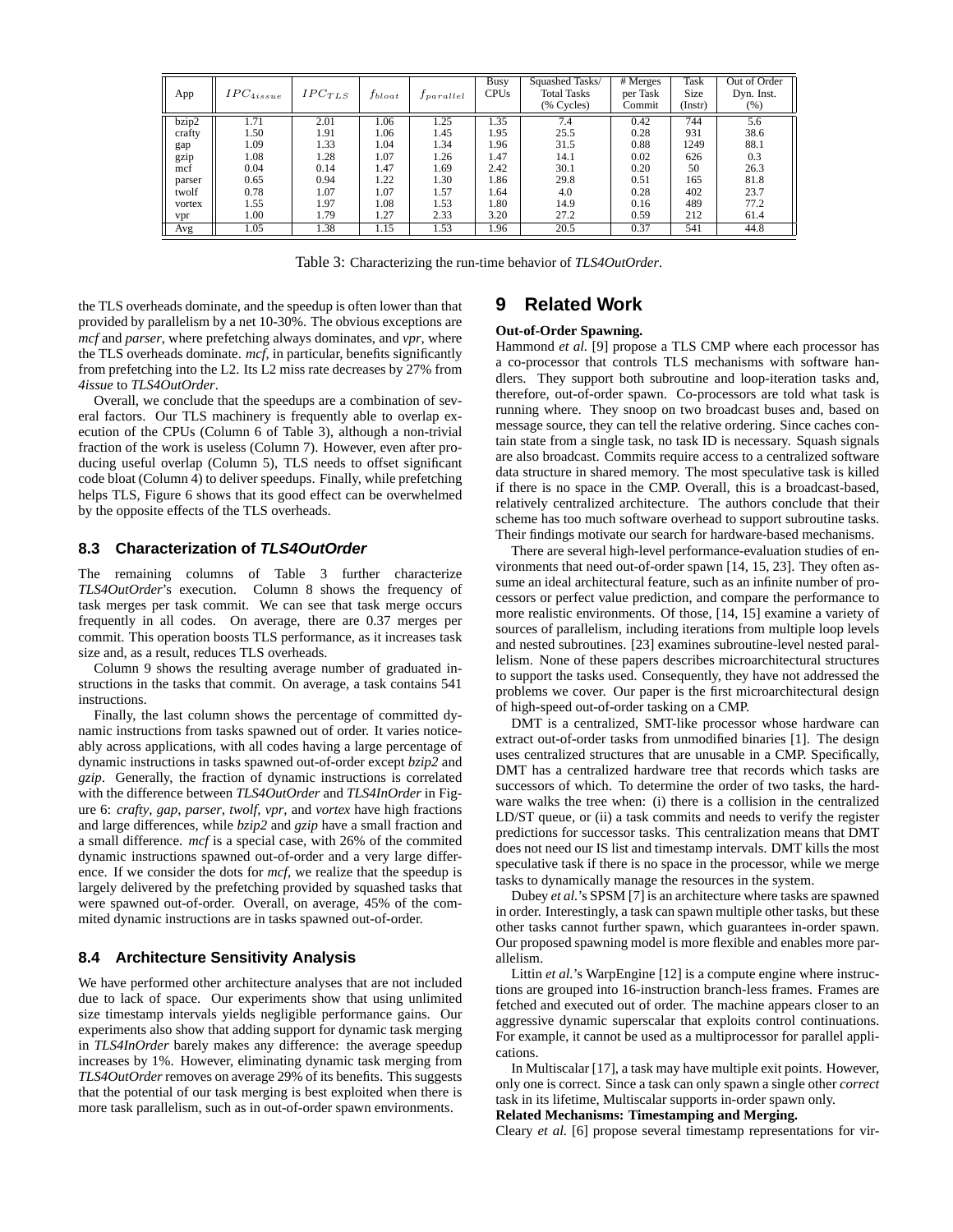| App | $IPC_{4issue}$ | $IPC_{TLS}$ | $f_{bloat}$ | $f_{parallel}$ | Busy CPUs | Squashed Tasks/ Total Tasks (% Cycles) | # Merges per Task Commit | Task Size (Instr) | Out of Order Dyn. Inst. (%) |
|---|---|---|---|---|---|---|---|---|---|
| bzip2 | 1.71 | 2.01 | 1.06 | 1.25 | 1.35 | 7.4 | 0.42 | 744 | 5.6 |
| crafty | 1.50 | 1.91 | 1.06 | 1.45 | 1.95 | 25.5 | 0.28 | 931 | 38.6 |
| gap | 1.09 | 1.33 | 1.04 | 1.34 | 1.96 | 31.5 | 0.88 | 1249 | 88.1 |
| gzip | 1.08 | 1.28 | 1.07 | 1.26 | 1.47 | 14.1 | 0.02 | 626 | 0.3 |
| mcf | 0.04 | 0.14 | 1.47 | 1.69 | 2.42 | 30.1 | 0.20 | 50 | 26.3 |
| parser | 0.65 | 0.94 | 1.22 | 1.30 | 1.86 | 29.8 | 0.51 | 165 | 81.8 |
| twolf | 0.78 | 1.07 | 1.07 | 1.57 | 1.64 | 4.0 | 0.28 | 402 | 23.7 |
| vortex | 1.55 | 1.97 | 1.08 | 1.53 | 1.80 | 14.9 | 0.16 | 489 | 77.2 |
| vpr | 1.00 | 1.79 | 1.27 | 2.33 | 3.20 | 27.2 | 0.59 | 212 | 61.4 |
| Avg | 1.05 | 1.38 | 1.15 | 1.53 | 1.96 | 20.5 | 0.37 | 541 | 44.8 |

Table 3: Characterizing the run-time behavior of *TLS4OutOrder*.

the TLS overheads dominate, and the speedup is often lower than that provided by parallelism by a net 10-30%. The obvious exceptions are *mcf* and *parser*, where prefetching always dominates, and *vpr*, where the TLS overheads dominate. *mcf*, in particular, benefits significantly from prefetching into the L2. Its L2 miss rate decreases by 27% from *4issue* to *TLS4OutOrder*.

Overall, we conclude that the speedups are a combination of several factors. Our TLS machinery is frequently able to overlap execution of the CPUs (Column 6 of Table 3), although a non-trivial fraction of the work is useless (Column 7). However, even after producing useful overlap (Column 5), TLS needs to offset significant code bloat (Column 4) to deliver speedups. Finally, while prefetching helps TLS, Figure 6 shows that its good effect can be overwhelmed by the opposite effects of the TLS overheads.

### 8.3 Characterization of *TLS4OutOrder*

The remaining columns of Table 3 further characterize *TLS4OutOrder*'s execution. Column 8 shows the frequency of task merges per task commit. We can see that task merge occurs frequently in all codes. On average, there are 0.37 merges per commit. This operation boosts TLS performance, as it increases task size and, as a result, reduces TLS overheads.

Column 9 shows the resulting average number of graduated instructions in the tasks that commit. On average, a task contains 541 instructions.

Finally, the last column shows the percentage of committed dynamic instructions from tasks spawned out of order. It varies noticeably across applications, with all codes having a large percentage of dynamic instructions in tasks spawned out-of-order except *bzip2* and *gzip*. Generally, the fraction of dynamic instructions is correlated with the difference between *TLS4OutOrder* and *TLS4InOrder* in Figure 6: *crafty*, *gap*, *parser*, *twolf*, *vpr*, and *vortex* have high fractions and large differences, while *bzip2* and *gzip* have a small fraction and a small difference. *mcf* is a special case, with 26% of the commited dynamic instructions spawned out-of-order and a very large difference. If we consider the dots for *mcf*, we realize that the speedup is largely delivered by the prefetching provided by squashed tasks that were spawned out-of-order. Overall, on average, 45% of the commited dynamic instructions are in tasks spawned out-of-order.

### 8.4 Architecture Sensitivity Analysis

We have performed other architecture analyses that are not included due to lack of space. Our experiments show that using unlimited size timestamp intervals yields negligible performance gains. Our experiments also show that adding support for dynamic task merging in *TLS4InOrder* barely makes any difference: the average speedup increases by 1%. However, eliminating dynamic task merging from *TLS4OutOrder* removes on average 29% of its benefits. This suggests that the potential of our task merging is best exploited when there is more task parallelism, such as in out-of-order spawn environments.

## 9 Related Work

**Out-of-Order Spawning.**
Hammond *et al.* [9] propose a TLS CMP where each processor has a co-processor that controls TLS mechanisms with software handlers. They support both subroutine and loop-iteration tasks and, therefore, out-of-order spawn. Co-processors are told what task is running where. They snoop on two broadcast buses and, based on message source, they can tell the relative ordering. Since caches contain state from a single task, no task ID is necessary. Squash signals are also broadcast. Commits require access to a centralized software data structure in shared memory. The most speculative task is killed if there is no space in the CMP. Overall, this is a broadcast-based, relatively centralized architecture. The authors conclude that their scheme has too much software overhead to support subroutine tasks. Their findings motivate our search for hardware-based mechanisms.

There are several high-level performance-evaluation studies of environments that need out-of-order spawn [14, 15, 23]. They often assume an ideal architectural feature, such as an infinite number of processors or perfect value prediction, and compare the performance to more realistic environments. Of those, [14, 15] examine a variety of sources of parallelism, including iterations from multiple loop levels and nested subroutines. [23] examines subroutine-level nested parallelism. None of these papers describes microarchitectural structures to support the tasks used. Consequently, they have not addressed the problems we cover. Our paper is the first microarchitectural design of high-speed out-of-order tasking on a CMP.

DMT is a centralized, SMT-like processor whose hardware can extract out-of-order tasks from unmodified binaries [1]. The design uses centralized structures that are unusable in a CMP. Specifically, DMT has a centralized hardware tree that records which tasks are successors of which. To determine the order of two tasks, the hardware walks the tree when: (i) there is a collision in the centralized LD/ST queue, or (ii) a task commits and needs to verify the register predictions for successor tasks. This centralization means that DMT does not need our IS list and timestamp intervals. DMT kills the most speculative task if there is no space in the processor, while we merge tasks to dynamically manage the resources in the system.

Dubey *et al.*'s SPSM [7] is an architecture where tasks are spawned in order. Interestingly, a task can spawn multiple other tasks, but these other tasks cannot further spawn, which guarantees in-order spawn. Our proposed spawning model is more flexible and enables more parallelism.

Littin *et al.*'s WarpEngine [12] is a compute engine where instructions are grouped into 16-instruction branch-less frames. Frames are fetched and executed out of order. The machine appears closer to an aggressive dynamic superscalar that exploits control continuations. For example, it cannot be used as a multiprocessor for parallel applications.

In Multiscalar [17], a task may have multiple exit points. However, only one is correct. Since a task can only spawn a single other *correct* task in its lifetime, Multiscalar supports in-order spawn only.

**Related Mechanisms: Timestamping and Merging.**
Cleary *et al.* [6] propose several timestamp representations for vir-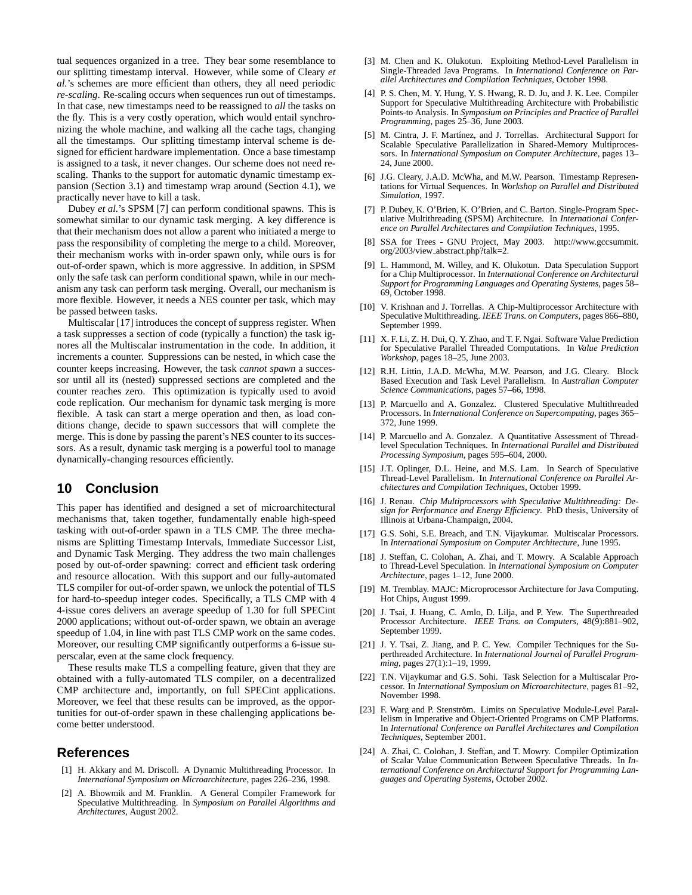tual sequences organized in a tree. They bear some resemblance to our splitting timestamp interval. However, while some of Cleary *et al.*'s schemes are more efficient than others, they all need periodic *re-scaling*. Re-scaling occurs when sequences run out of timestamps. In that case, new timestamps need to be reassigned to *all* the tasks on the fly. This is a very costly operation, which would entail synchronizing the whole machine, and walking all the cache tags, changing all the timestamps. Our splitting timestamp interval scheme is designed for efficient hardware implementation. Once a base timestamp is assigned to a task, it never changes. Our scheme does not need re-scaling. Thanks to the support for automatic dynamic timestamp expansion (Section 3.1) and timestamp wrap around (Section 4.1), we practically never have to kill a task.

Dubey *et al.*'s SPSM [7] can perform conditional spawns. This is somewhat similar to our dynamic task merging. A key difference is that their mechanism does not allow a parent who initiated a merge to pass the responsibility of completing the merge to a child. Moreover, their mechanism works with in-order spawn only, while ours is for out-of-order spawn, which is more aggressive. In addition, in SPSM only the safe task can perform conditional spawn, while in our mechanism any task can perform task merging. Overall, our mechanism is more flexible. However, it needs a NES counter per task, which may be passed between tasks.

Multiscalar [17] introduces the concept of suppress register. When a task suppresses a section of code (typically a function) the task ignores all the Multiscalar instrumentation in the code. In addition, it increments a counter. Suppressions can be nested, in which case the counter keeps increasing. However, the task *cannot spawn* a successor until all its (nested) suppressed sections are completed and the counter reaches zero. This optimization is typically used to avoid code replication. Our mechanism for dynamic task merging is more flexible. A task can start a merge operation and then, as load conditions change, decide to spawn successors that will complete the merge. This is done by passing the parent's NES counter to its successors. As a result, dynamic task merging is a powerful tool to manage dynamically-changing resources efficiently.

## 10 Conclusion

This paper has identified and designed a set of microarchitectural mechanisms that, taken together, fundamentally enable high-speed tasking with out-of-order spawn in a TLS CMP. The three mechanisms are Splitting Timestamp Intervals, Immediate Successor List, and Dynamic Task Merging. They address the two main challenges posed by out-of-order spawning: correct and efficient task ordering and resource allocation. With this support and our fully-automated TLS compiler for out-of-order spawn, we unlock the potential of TLS for hard-to-speedup integer codes. Specifically, a TLS CMP with 4 4-issue cores delivers an average speedup of 1.30 for full SPECint 2000 applications; without out-of-order spawn, we obtain an average speedup of 1.04, in line with past TLS CMP work on the same codes. Moreover, our resulting CMP significantly outperforms a 6-issue superscalar, even at the same clock frequency.

These results make TLS a compelling feature, given that they are obtained with a fully-automated TLS compiler, on a decentralized CMP architecture and, importantly, on full SPECint applications. Moreover, we feel that these results can be improved, as the opportunities for out-of-order spawn in these challenging applications become better understood.

## References

[1] H. Akkary and M. Driscoll. A Dynamic Multithreading Processor. In *International Symposium on Microarchitecture*, pages 226–236, 1998.

[2] A. Bhowmik and M. Franklin. A General Compiler Framework for Speculative Multithreading. In *Symposium on Parallel Algorithms and Architectures*, August 2002.

[3] M. Chen and K. Olukotun. Exploiting Method-Level Parallelism in Single-Threaded Java Programs. In *International Conference on Parallel Architectures and Compilation Techniques*, October 1998.

[4] P. S. Chen, M. Y. Hung, Y. S. Hwang, R. D. Ju, and J. K. Lee. Compiler Support for Speculative Multithreading Architecture with Probabilistic Points-to Analysis. In *Symposium on Principles and Practice of Parallel Programming*, pages 25–36, June 2003.

[5] M. Cintra, J. F. Martínez, and J. Torrellas. Architectural Support for Scalable Speculative Parallelization in Shared-Memory Multiprocessors. In *International Symposium on Computer Architecture*, pages 13–24, June 2000.

[6] J.G. Cleary, J.A.D. McWha, and M.W. Pearson. Timestamp Representations for Virtual Sequences. In *Workshop on Parallel and Distributed Simulation*, 1997.

[7] P. Dubey, K. O'Brien, K. O'Brien, and C. Barton. Single-Program Speculative Multithreading (SPSM) Architecture. In *International Conference on Parallel Architectures and Compilation Techniques*, 1995.

[8] SSA for Trees - GNU Project, May 2003. http://www.gccsummit.org/2003/view_abstract.php?talk=2.

[9] L. Hammond, M. Willey, and K. Olukotun. Data Speculation Support for a Chip Multiprocessor. In *International Conference on Architectural Support for Programming Languages and Operating Systems*, pages 58–69, October 1998.

[10] V. Krishnan and J. Torrellas. A Chip-Multiprocessor Architecture with Speculative Multithreading. *IEEE Trans. on Computers*, pages 866–880, September 1999.

[11] X. F. Li, Z. H. Dui, Q. Y. Zhao, and T. F. Ngai. Software Value Prediction for Speculative Parallel Threaded Computations. In *Value Prediction Workshop*, pages 18–25, June 2003.

[12] R.H. Littin, J.A.D. McWha, M.W. Pearson, and J.G. Cleary. Block Based Execution and Task Level Parallelism. In *Australian Computer Science Communications*, pages 57–66, 1998.

[13] P. Marcuello and A. Gonzalez. Clustered Speculative Multithreaded Processors. In *International Conference on Supercomputing*, pages 365–372, June 1999.

[14] P. Marcuello and A. Gonzalez. A Quantitative Assessment of Thread-level Speculation Techniques. In *International Parallel and Distributed Processing Symposium*, pages 595–604, 2000.

[15] J.T. Oplinger, D.L. Heine, and M.S. Lam. In Search of Speculative Thread-Level Parallelism. In *International Conference on Parallel Architectures and Compilation Techniques*, October 1999.

[16] J. Renau. *Chip Multiprocessors with Speculative Multithreading: Design for Performance and Energy Efficiency*. PhD thesis, University of Illinois at Urbana-Champaign, 2004.

[17] G.S. Sohi, S.E. Breach, and T.N. Vijaykumar. Multiscalar Processors. In *International Symposium on Computer Architecture*, June 1995.

[18] J. Steffan, C. Colohan, A. Zhai, and T. Mowry. A Scalable Approach to Thread-Level Speculation. In *International Symposium on Computer Architecture*, pages 1–12, June 2000.

[19] M. Tremblay. MAJC: Microprocessor Architecture for Java Computing. Hot Chips, August 1999.

[20] J. Tsai, J. Huang, C. Amlo, D. Lilja, and P. Yew. The Superthreaded Processor Architecture. *IEEE Trans. on Computers*, 48(9):881–902, September 1999.

[21] J. Y. Tsai, Z. Jiang, and P. C. Yew. Compiler Techniques for the Superthreaded Architecture. In *International Journal of Parallel Programming*, pages 27(1):1–19, 1999.

[22] T.N. Vijaykumar and G.S. Sohi. Task Selection for a Multiscalar Processor. In *International Symposium on Microarchitecture*, pages 81–92, November 1998.

[23] F. Warg and P. Stenström. Limits on Speculative Module-Level Parallelism in Imperative and Object-Oriented Programs on CMP Platforms. In *International Conference on Parallel Architectures and Compilation Techniques*, September 2001.

[24] A. Zhai, C. Colohan, J. Steffan, and T. Mowry. Compiler Optimization of Scalar Value Communication Between Speculative Threads. In *International Conference on Architectural Support for Programming Languages and Operating Systems*, October 2002.